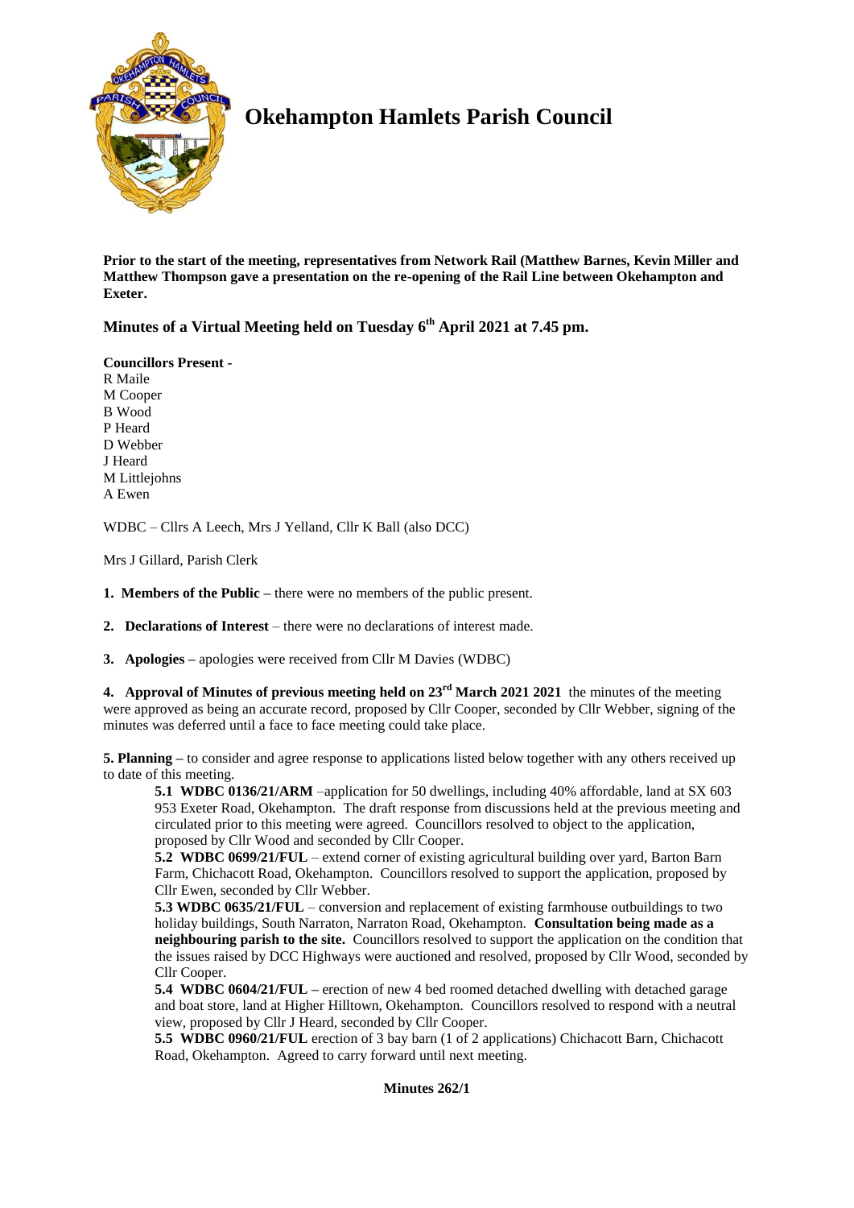# Okehampton Hamlets Parish Council

**Prior to the start of the meeting, representatives from Network Rail (Matthew Barnes, Kevin Miller and Matthew Thompson gave a presentation on the re-opening of the Rail Line between Okehampton and Exeter.**

## Minutes of a Virtual Meeting held on Tuesday 6th April 2021 at 7.45 pm.

**Councillors Present -**
R Maile
M Cooper
B Wood
P Heard
D Webber
J Heard
M Littlejohns
A Ewen

WDBC – Cllrs A Leech, Mrs J Yelland, Cllr K Ball (also DCC)

Mrs J Gillard, Parish Clerk

**1. Members of the Public –** there were no members of the public present.

**2. Declarations of Interest** – there were no declarations of interest made.

**3. Apologies –** apologies were received from Cllr M Davies (WDBC)

**4. Approval of Minutes of previous meeting held on 23rd March 2021 2021** the minutes of the meeting were approved as being an accurate record, proposed by Cllr Cooper, seconded by Cllr Webber, signing of the minutes was deferred until a face to face meeting could take place.

**5. Planning –** to consider and agree response to applications listed below together with any others received up to date of this meeting.

**5.1 WDBC 0136/21/ARM** –application for 50 dwellings, including 40% affordable, land at SX 603 953 Exeter Road, Okehampton. The draft response from discussions held at the previous meeting and circulated prior to this meeting were agreed. Councillors resolved to object to the application, proposed by Cllr Wood and seconded by Cllr Cooper.

**5.2 WDBC 0699/21/FUL** – extend corner of existing agricultural building over yard, Barton Barn Farm, Chichacott Road, Okehampton. Councillors resolved to support the application, proposed by Cllr Ewen, seconded by Cllr Webber.

**5.3 WDBC 0635/21/FUL** – conversion and replacement of existing farmhouse outbuildings to two holiday buildings, South Narraton, Narraton Road, Okehampton. **Consultation being made as a neighbouring parish to the site.** Councillors resolved to support the application on the condition that the issues raised by DCC Highways were auctioned and resolved, proposed by Cllr Wood, seconded by Cllr Cooper.

**5.4 WDBC 0604/21/FUL –** erection of new 4 bed roomed detached dwelling with detached garage and boat store, land at Higher Hilltown, Okehampton. Councillors resolved to respond with a neutral view, proposed by Cllr J Heard, seconded by Cllr Cooper.

**5.5 WDBC 0960/21/FUL** erection of 3 bay barn (1 of 2 applications) Chichacott Barn, Chichacott Road, Okehampton. Agreed to carry forward until next meeting.

**Minutes 262/1**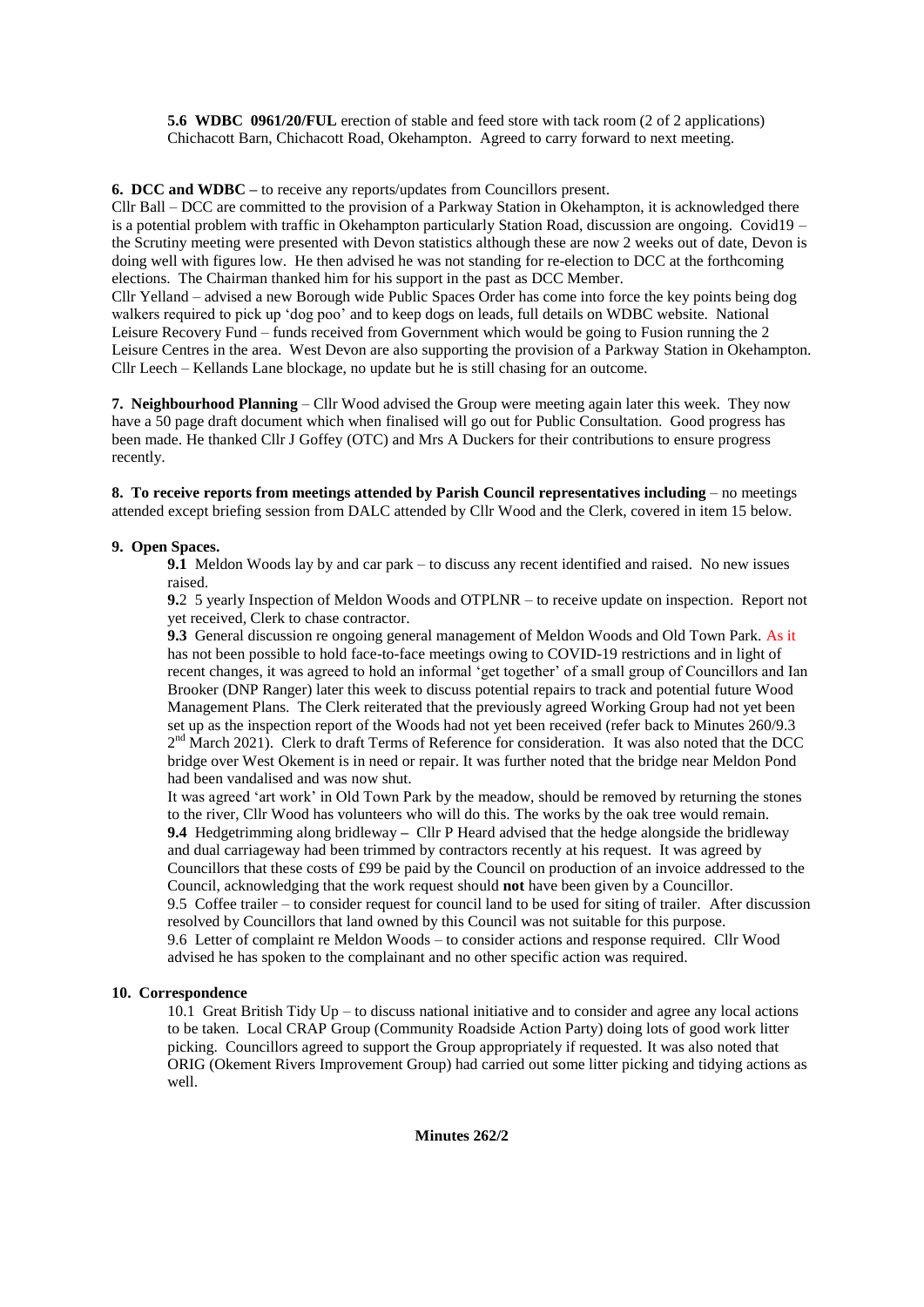**5.6 WDBC 0961/20/FUL** erection of stable and feed store with tack room (2 of 2 applications) Chichacott Barn, Chichacott Road, Okehampton. Agreed to carry forward to next meeting.

**6. DCC and WDBC –** to receive any reports/updates from Councillors present.

Cllr Ball – DCC are committed to the provision of a Parkway Station in Okehampton, it is acknowledged there is a potential problem with traffic in Okehampton particularly Station Road, discussion are ongoing. Covid19 – the Scrutiny meeting were presented with Devon statistics although these are now 2 weeks out of date, Devon is doing well with figures low. He then advised he was not standing for re-election to DCC at the forthcoming elections. The Chairman thanked him for his support in the past as DCC Member.

Cllr Yelland – advised a new Borough wide Public Spaces Order has come into force the key points being dog walkers required to pick up 'dog poo' and to keep dogs on leads, full details on WDBC website. National Leisure Recovery Fund – funds received from Government which would be going to Fusion running the 2 Leisure Centres in the area. West Devon are also supporting the provision of a Parkway Station in Okehampton.

Cllr Leech – Kellands Lane blockage, no update but he is still chasing for an outcome.

**7. Neighbourhood Planning** – Cllr Wood advised the Group were meeting again later this week. They now have a 50 page draft document which when finalised will go out for Public Consultation. Good progress has been made. He thanked Cllr J Goffey (OTC) and Mrs A Duckers for their contributions to ensure progress recently.

**8. To receive reports from meetings attended by Parish Council representatives including** – no meetings attended except briefing session from DALC attended by Cllr Wood and the Clerk, covered in item 15 below.

**9. Open Spaces.**

**9.1** Meldon Woods lay by and car park – to discuss any recent identified and raised. No new issues raised.

**9.**2 5 yearly Inspection of Meldon Woods and OTPLNR – to receive update on inspection. Report not yet received, Clerk to chase contractor.

**9.3** General discussion re ongoing general management of Meldon Woods and Old Town Park. As it has not been possible to hold face-to-face meetings owing to COVID-19 restrictions and in light of recent changes, it was agreed to hold an informal 'get together' of a small group of Councillors and Ian Brooker (DNP Ranger) later this week to discuss potential repairs to track and potential future Wood Management Plans. The Clerk reiterated that the previously agreed Working Group had not yet been set up as the inspection report of the Woods had not yet been received (refer back to Minutes 260/9.3 2nd March 2021). Clerk to draft Terms of Reference for consideration. It was also noted that the DCC bridge over West Okement is in need or repair. It was further noted that the bridge near Meldon Pond had been vandalised and was now shut.

It was agreed 'art work' in Old Town Park by the meadow, should be removed by returning the stones to the river, Cllr Wood has volunteers who will do this. The works by the oak tree would remain.

**9.4** Hedgetrimming along bridleway **–** Cllr P Heard advised that the hedge alongside the bridleway and dual carriageway had been trimmed by contractors recently at his request. It was agreed by Councillors that these costs of £99 be paid by the Council on production of an invoice addressed to the Council, acknowledging that the work request should **not** have been given by a Councillor.

9.5 Coffee trailer – to consider request for council land to be used for siting of trailer. After discussion resolved by Councillors that land owned by this Council was not suitable for this purpose.

9.6 Letter of complaint re Meldon Woods – to consider actions and response required. Cllr Wood advised he has spoken to the complainant and no other specific action was required.

**10. Correspondence**

10.1 Great British Tidy Up – to discuss national initiative and to consider and agree any local actions to be taken. Local CRAP Group (Community Roadside Action Party) doing lots of good work litter picking. Councillors agreed to support the Group appropriately if requested. It was also noted that ORIG (Okement Rivers Improvement Group) had carried out some litter picking and tidying actions as well.

**Minutes 262/2**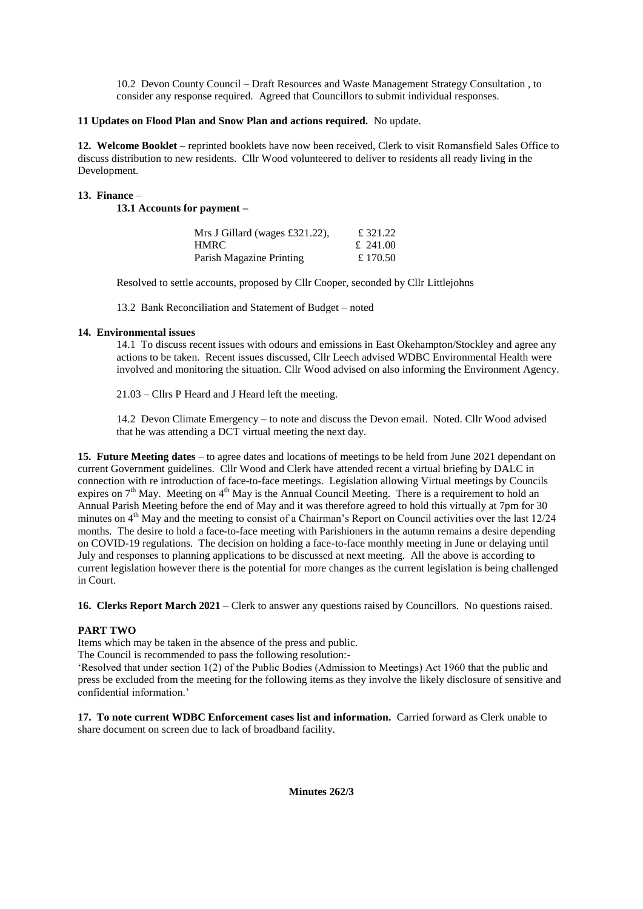10.2 Devon County Council – Draft Resources and Waste Management Strategy Consultation , to consider any response required. Agreed that Councillors to submit individual responses.

**11 Updates on Flood Plan and Snow Plan and actions required.** No update.

**12. Welcome Booklet –** reprinted booklets have now been received, Clerk to visit Romansfield Sales Office to discuss distribution to new residents. Cllr Wood volunteered to deliver to residents all ready living in the Development.

**13. Finance** –

**13.1 Accounts for payment –**

| | |
|---|---|
| Mrs J Gillard (wages £321.22), | £ 321.22 |
| HMRC | £ 241.00 |
| Parish Magazine Printing | £ 170.50 |

Resolved to settle accounts, proposed by Cllr Cooper, seconded by Cllr Littlejohns

13.2 Bank Reconciliation and Statement of Budget – noted

**14. Environmental issues**

14.1 To discuss recent issues with odours and emissions in East Okehampton/Stockley and agree any actions to be taken. Recent issues discussed, Cllr Leech advised WDBC Environmental Health were involved and monitoring the situation. Cllr Wood advised on also informing the Environment Agency.

21.03 – Cllrs P Heard and J Heard left the meeting.

14.2 Devon Climate Emergency – to note and discuss the Devon email. Noted. Cllr Wood advised that he was attending a DCT virtual meeting the next day.

**15. Future Meeting dates** – to agree dates and locations of meetings to be held from June 2021 dependant on current Government guidelines. Cllr Wood and Clerk have attended recent a virtual briefing by DALC in connection with re introduction of face-to-face meetings. Legislation allowing Virtual meetings by Councils expires on 7th May. Meeting on 4th May is the Annual Council Meeting. There is a requirement to hold an Annual Parish Meeting before the end of May and it was therefore agreed to hold this virtually at 7pm for 30 minutes on 4th May and the meeting to consist of a Chairman's Report on Council activities over the last 12/24 months. The desire to hold a face-to-face meeting with Parishioners in the autumn remains a desire depending on COVID-19 regulations. The decision on holding a face-to-face monthly meeting in June or delaying until July and responses to planning applications to be discussed at next meeting. All the above is according to current legislation however there is the potential for more changes as the current legislation is being challenged in Court.

**16. Clerks Report March 2021** – Clerk to answer any questions raised by Councillors. No questions raised.

**PART TWO**

Items which may be taken in the absence of the press and public.

The Council is recommended to pass the following resolution:-

'Resolved that under section 1(2) of the Public Bodies (Admission to Meetings) Act 1960 that the public and press be excluded from the meeting for the following items as they involve the likely disclosure of sensitive and confidential information.'

**17. To note current WDBC Enforcement cases list and information.** Carried forward as Clerk unable to share document on screen due to lack of broadband facility.

**Minutes 262/3**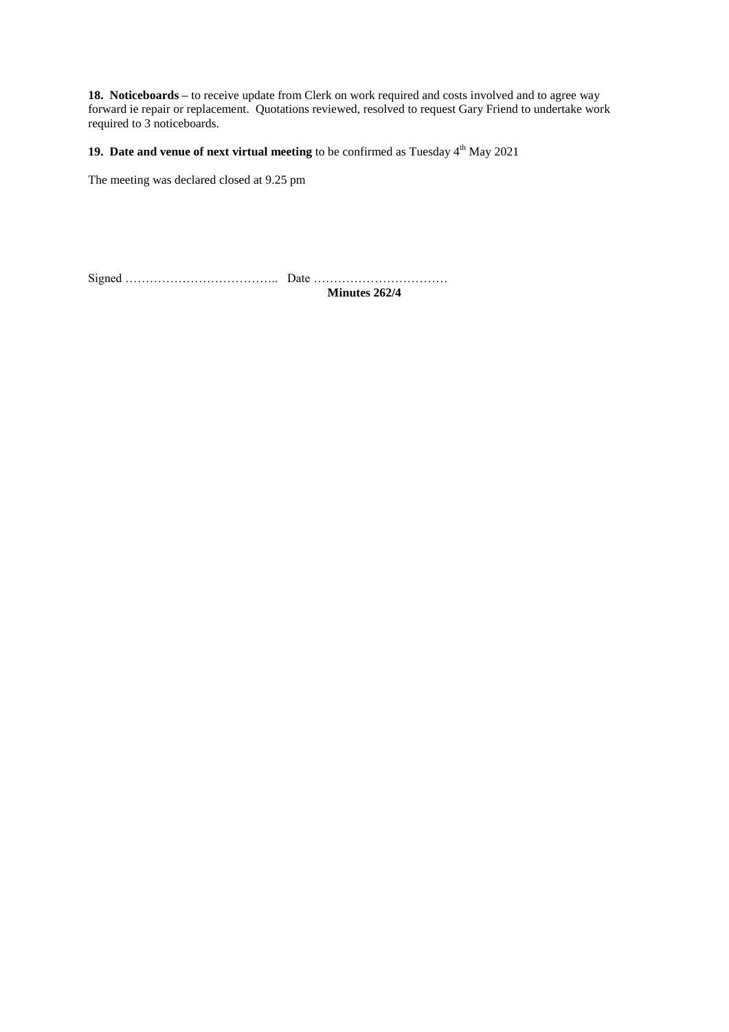**18. Noticeboards –** to receive update from Clerk on work required and costs involved and to agree way forward ie repair or replacement. Quotations reviewed, resolved to request Gary Friend to undertake work required to 3 noticeboards.

**19. Date and venue of next virtual meeting** to be confirmed as Tuesday 4th May 2021

The meeting was declared closed at 9.25 pm

Signed ……………………………….. Date ……………………………

**Minutes 262/4**